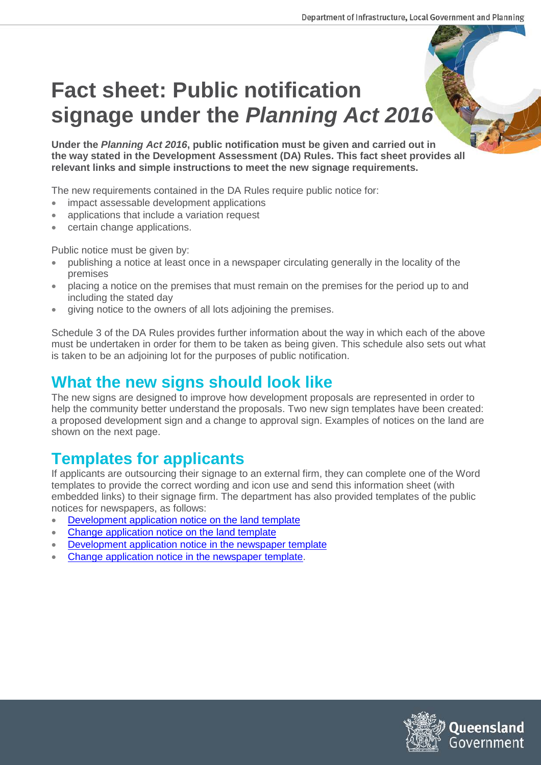# Fact sheet: Public notification signage under the *Planning Act 2016*

**Under the *Planning Act 2016*, public notification must be given and carried out in the way stated in the Development Assessment (DA) Rules. This fact sheet provides all relevant links and simple instructions to meet the new signage requirements.**

The new requirements contained in the DA Rules require public notice for:

- impact assessable development applications
- applications that include a variation request
- certain change applications.

Public notice must be given by:

- publishing a notice at least once in a newspaper circulating generally in the locality of the premises
- placing a notice on the premises that must remain on the premises for the period up to and including the stated day
- giving notice to the owners of all lots adjoining the premises.

Schedule 3 of the DA Rules provides further information about the way in which each of the above must be undertaken in order for them to be taken as being given. This schedule also sets out what is taken to be an adjoining lot for the purposes of public notification.

## What the new signs should look like

The new signs are designed to improve how development proposals are represented in order to help the community better understand the proposals. Two new sign templates have been created: a proposed development sign and a change to approval sign. Examples of notices on the land are shown on the next page.

## Templates for applicants

If applicants are outsourcing their signage to an external firm, they can complete one of the Word templates to provide the correct wording and icon use and send this information sheet (with embedded links) to their signage firm. The department has also provided templates of the public notices for newspapers, as follows:

- Development application notice on the land template
- Change application notice on the land template
- Development application notice in the newspaper template
- Change application notice in the newspaper template.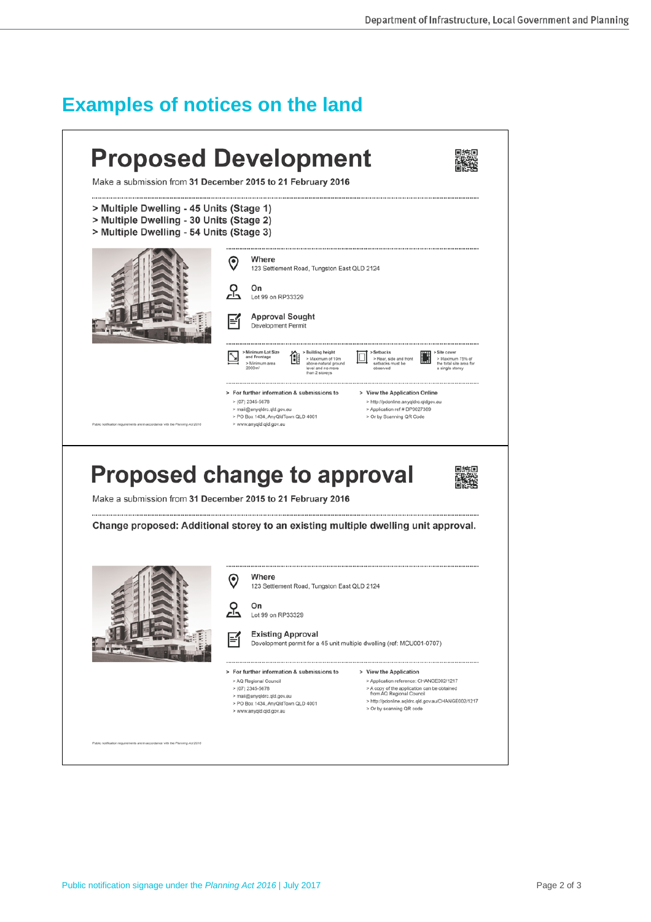# Examples of notices on the land

## Proposed Development

Make a submission from **31 December 2015 to 21 February 2016**

**> Multiple Dwelling - 45 Units (Stage 1)**
**> Multiple Dwelling - 30 Units (Stage 2)**
**> Multiple Dwelling - 54 Units (Stage 3)**

**Where**
123 Settlement Road, Tungston East QLD 2124

**On**
Lot 99 on RP33329

**Approval Sought**
Development Permit

> Minimum Lot Size and Frontage
> Minimum area 2000m²

> Building height
> Maximum of 10m above natural ground level and no more than 2 storeys

> Setbacks
> Rear, side and front setbacks must be observed

> Site cover
> Maximum 75% of the total site area for a single storey

**> For further information & submissions to**
> (07) 2345-5678
> mail@anyqldrc.qld.gov.au
> PO Box 1434, AnyQldTown QLD 4001
> www.anyqld.qld.gov.au

**> View the Application Online**
> http://pdonline.anyqldrc.qldgov.au
> Application ref # DP0027369
> Or by Scanning QR Code

Public notification requirements are in accordance with the *Planning Act 2016*

## Proposed change to approval

Make a submission from **31 December 2015 to 21 February 2016**

**Change proposed: Additional storey to an existing multiple dwelling unit approval.**

**Where**
123 Settlement Road, Tungston East QLD 2124

**On**
Lot 99 on RP33329

**Existing Approval**
Development permit for a 45 unit multiple dwelling (ref: MCU001-0707)

**> For further information & submissions to**
> AQ Regional Council
> (07) 2345-5678
> mail@anyqldrc.qld.gov.au
> PO Box 1434, AnyQldTown QLD 4001
> www.anyqld.qld.gov.au

**> View the Application**
> Application reference: CHANGE002/1217
> A copy of the application can be obtained from AQ Regional Council
> http://pdonline.aqldrc.qld.gov.au/CHANGE002/1217
> Or by scanning QR code

Public notification requirements are in accordance with the *Planning Act 2016*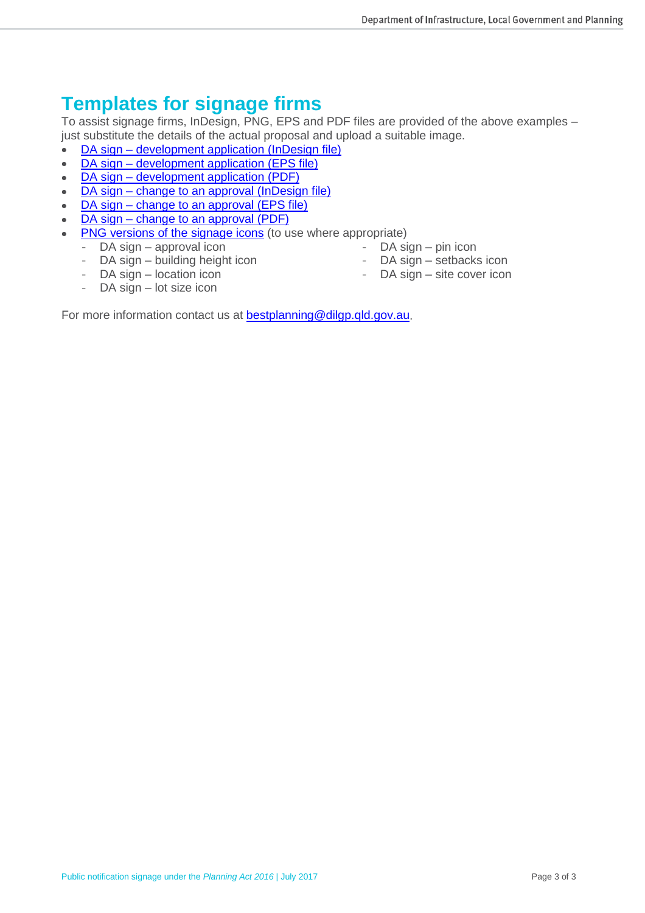# Templates for signage firms

To assist signage firms, InDesign, PNG, EPS and PDF files are provided of the above examples – just substitute the details of the actual proposal and upload a suitable image.

- DA sign – development application (InDesign file)
- DA sign – development application (EPS file)
- DA sign – development application (PDF)
- DA sign – change to an approval (InDesign file)
- DA sign – change to an approval (EPS file)
- DA sign – change to an approval (PDF)
- PNG versions of the signage icons (to use where appropriate)
  - DA sign – approval icon
  - DA sign – building height icon
  - DA sign – location icon
  - DA sign – lot size icon
  - DA sign – pin icon
  - DA sign – setbacks icon
  - DA sign – site cover icon

For more information contact us at bestplanning@dilgp.qld.gov.au.